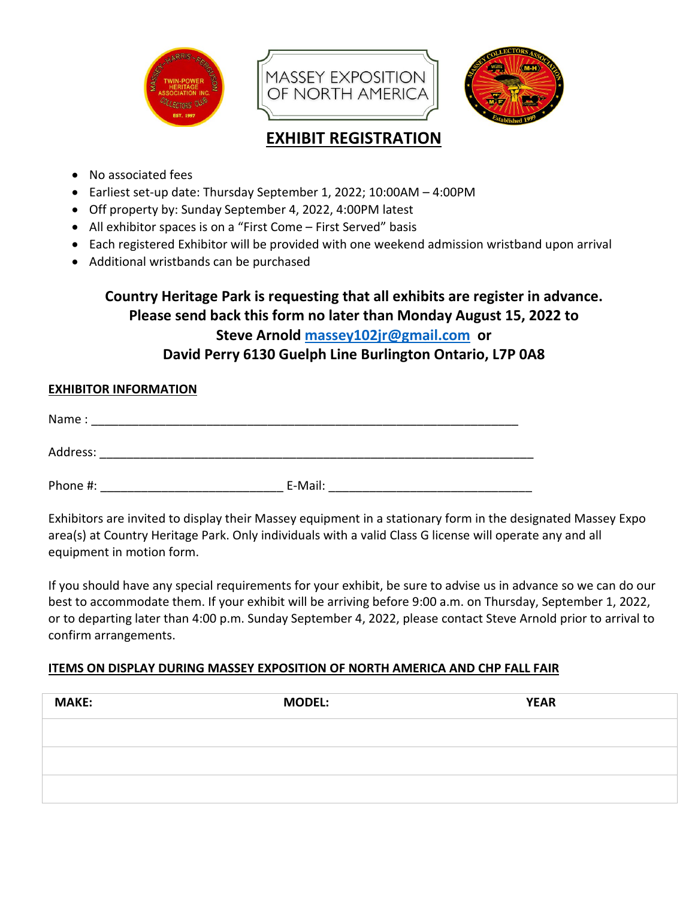MASSEY EXPOSITION OF NORTH AMERICA

# EXHIBIT REGISTRATION

- No associated fees
- Earliest set-up date: Thursday September 1, 2022; 10:00AM – 4:00PM
- Off property by: Sunday September 4, 2022, 4:00PM latest
- All exhibitor spaces is on a “First Come – First Served” basis
- Each registered Exhibitor will be provided with one weekend admission wristband upon arrival
- Additional wristbands can be purchased

**Country Heritage Park is requesting that all exhibits are register in advance. Please send back this form no later than Monday August 15, 2022 to Steve Arnold massey102jr@gmail.com or David Perry 6130 Guelph Line Burlington Ontario, L7P 0A8**

## EXHIBITOR INFORMATION

Name : ______________________________________________________________

Address: ______________________________________________________________

Phone #: ___________________________ E-Mail: ______________________________

Exhibitors are invited to display their Massey equipment in a stationary form in the designated Massey Expo area(s) at Country Heritage Park. Only individuals with a valid Class G license will operate any and all equipment in motion form.

If you should have any special requirements for your exhibit, be sure to advise us in advance so we can do our best to accommodate them. If your exhibit will be arriving before 9:00 a.m. on Thursday, September 1, 2022, or to departing later than 4:00 p.m. Sunday September 4, 2022, please contact Steve Arnold prior to arrival to confirm arrangements.

## ITEMS ON DISPLAY DURING MASSEY EXPOSITION OF NORTH AMERICA AND CHP FALL FAIR

| MAKE: | MODEL: | YEAR |
|---|---|---|
| | | |
| | | |
| | | |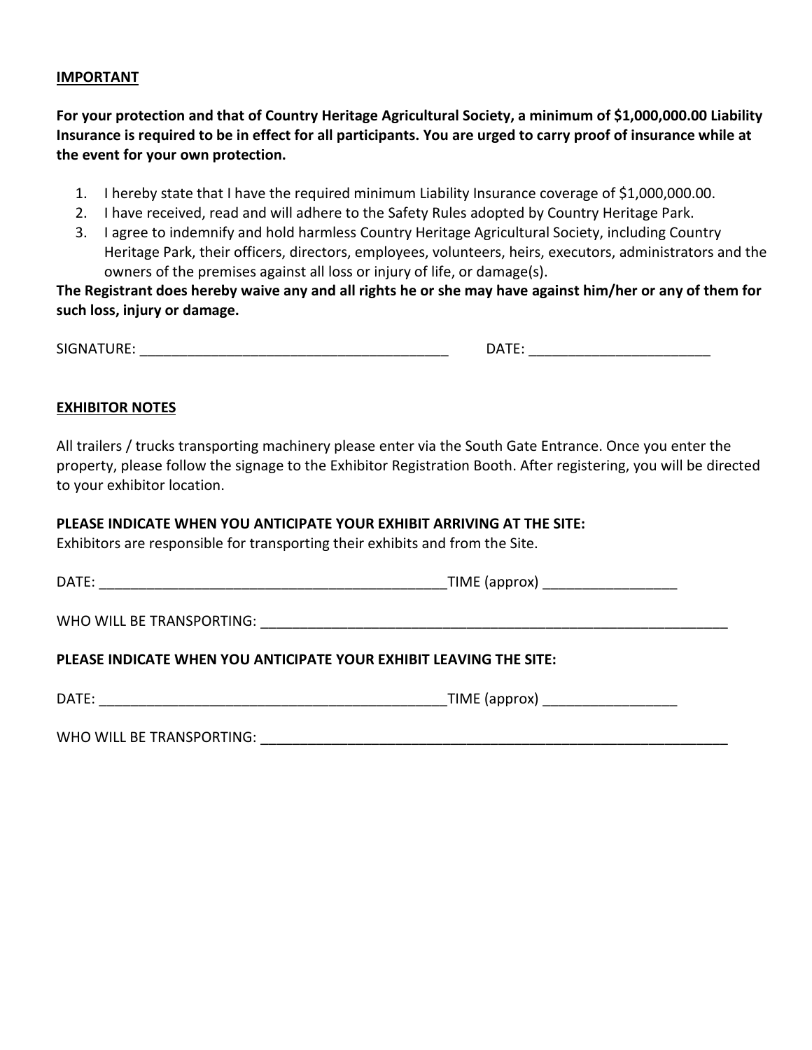**<u>IMPORTANT</u>**

**For your protection and that of Country Heritage Agricultural Society, a minimum of $1,000,000.00 Liability Insurance is required to be in effect for all participants. You are urged to carry proof of insurance while at the event for your own protection.**

1. I hereby state that I have the required minimum Liability Insurance coverage of $1,000,000.00.
2. I have received, read and will adhere to the Safety Rules adopted by Country Heritage Park.
3. I agree to indemnify and hold harmless Country Heritage Agricultural Society, including Country Heritage Park, their officers, directors, employees, volunteers, heirs, executors, administrators and the owners of the premises against all loss or injury of life, or damage(s).

**The Registrant does hereby waive any and all rights he or she may have against him/her or any of them for such loss, injury or damage.**

SIGNATURE: ________________________________________ DATE: _______________________

**<u>EXHIBITOR NOTES</u>**

All trailers / trucks transporting machinery please enter via the South Gate Entrance. Once you enter the property, please follow the signage to the Exhibitor Registration Booth. After registering, you will be directed to your exhibitor location.

**PLEASE INDICATE WHEN YOU ANTICIPATE YOUR EXHIBIT ARRIVING AT THE SITE:**
Exhibitors are responsible for transporting their exhibits and from the Site.

DATE: _____________________________________________TIME (approx) _________________

WHO WILL BE TRANSPORTING: ______________________________________________________________

**PLEASE INDICATE WHEN YOU ANTICIPATE YOUR EXHIBIT LEAVING THE SITE:**

DATE: _____________________________________________TIME (approx) _________________

WHO WILL BE TRANSPORTING: ______________________________________________________________